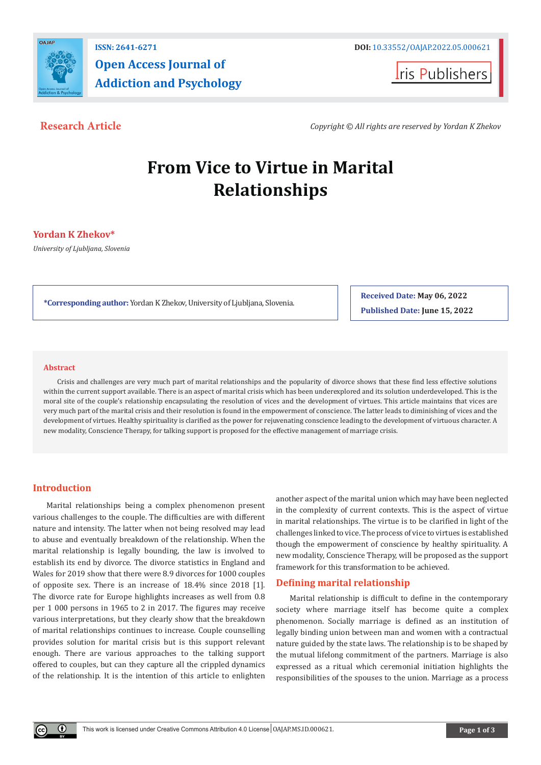Research Article

*Copyright © All rights are reserved by Yordan K Zhekov*

# From Vice to Virtue in Marital Relationships

**Yordan K Zhekov***

*University of Ljubljana, Slovenia*

**\*Corresponding author:** Yordan K Zhekov, University of Ljubljana, Slovenia.

**Received Date:** May 06, 2022

**Published Date:** June 15, 2022

## Abstract

Crisis and challenges are very much part of marital relationships and the popularity of divorce shows that these find less effective solutions within the current support available. There is an aspect of marital crisis which has been underexplored and its solution underdeveloped. This is the moral site of the couple's relationship encapsulating the resolution of vices and the development of virtues. This article maintains that vices are very much part of the marital crisis and their resolution is found in the empowerment of conscience. The latter leads to diminishing of vices and the development of virtues. Healthy spirituality is clarified as the power for rejuvenating conscience leading to the development of virtuous character. A new modality, Conscience Therapy, for talking support is proposed for the effective management of marriage crisis.

## Introduction

Marital relationships being a complex phenomenon present various challenges to the couple. The difficulties are with different nature and intensity. The latter when not being resolved may lead to abuse and eventually breakdown of the relationship. When the marital relationship is legally bounding, the law is involved to establish its end by divorce. The divorce statistics in England and Wales for 2019 show that there were 8.9 divorces for 1000 couples of opposite sex. There is an increase of 18.4% since 2018 [1]. The divorce rate for Europe highlights increases as well from 0.8 per 1 000 persons in 1965 to 2 in 2017. The figures may receive various interpretations, but they clearly show that the breakdown of marital relationships continues to increase. Couple counselling provides solution for marital crisis but is this support relevant enough. There are various approaches to the talking support offered to couples, but can they capture all the crippled dynamics of the relationship. It is the intention of this article to enlighten another aspect of the marital union which may have been neglected in the complexity of current contexts. This is the aspect of virtue in marital relationships. The virtue is to be clarified in light of the challenges linked to vice. The process of vice to virtues is established though the empowerment of conscience by healthy spirituality. A new modality, Conscience Therapy, will be proposed as the support framework for this transformation to be achieved.

## Defining marital relationship

Marital relationship is difficult to define in the contemporary society where marriage itself has become quite a complex phenomenon. Socially marriage is defined as an institution of legally binding union between man and women with a contractual nature guided by the state laws. The relationship is to be shaped by the mutual lifelong commitment of the partners. Marriage is also expressed as a ritual which ceremonial initiation highlights the responsibilities of the spouses to the union. Marriage as a process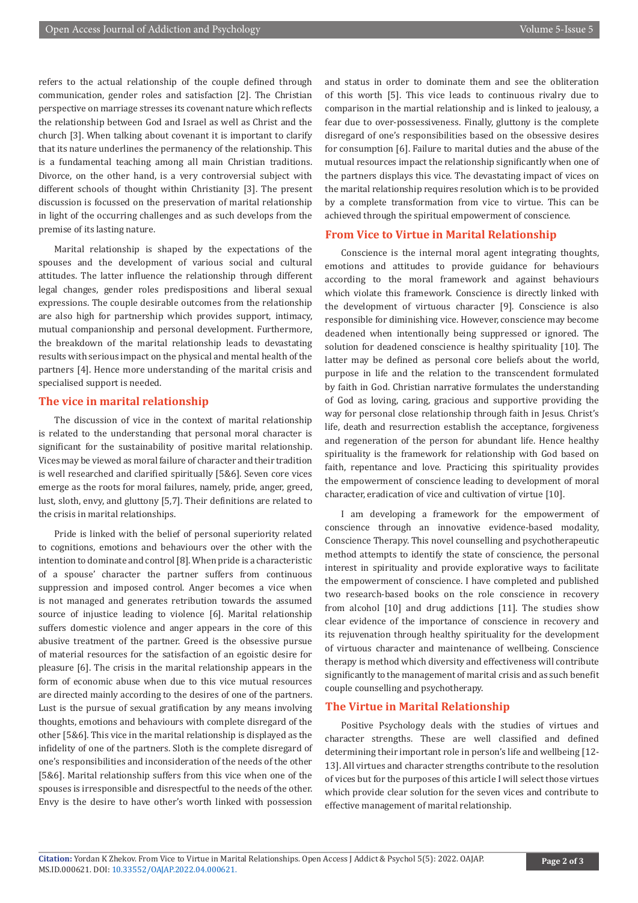refers to the actual relationship of the couple defined through communication, gender roles and satisfaction [2]. The Christian perspective on marriage stresses its covenant nature which reflects the relationship between God and Israel as well as Christ and the church [3]. When talking about covenant it is important to clarify that its nature underlines the permanency of the relationship. This is a fundamental teaching among all main Christian traditions. Divorce, on the other hand, is a very controversial subject with different schools of thought within Christianity [3]. The present discussion is focussed on the preservation of marital relationship in light of the occurring challenges and as such develops from the premise of its lasting nature.

Marital relationship is shaped by the expectations of the spouses and the development of various social and cultural attitudes. The latter influence the relationship through different legal changes, gender roles predispositions and liberal sexual expressions. The couple desirable outcomes from the relationship are also high for partnership which provides support, intimacy, mutual companionship and personal development. Furthermore, the breakdown of the marital relationship leads to devastating results with serious impact on the physical and mental health of the partners [4]. Hence more understanding of the marital crisis and specialised support is needed.

## The vice in marital relationship

The discussion of vice in the context of marital relationship is related to the understanding that personal moral character is significant for the sustainability of positive marital relationship. Vices may be viewed as moral failure of character and their tradition is well researched and clarified spiritually [5&6]. Seven core vices emerge as the roots for moral failures, namely, pride, anger, greed, lust, sloth, envy, and gluttony [5,7]. Their definitions are related to the crisis in marital relationships.

Pride is linked with the belief of personal superiority related to cognitions, emotions and behaviours over the other with the intention to dominate and control [8]. When pride is a characteristic of a spouse' character the partner suffers from continuous suppression and imposed control. Anger becomes a vice when is not managed and generates retribution towards the assumed source of injustice leading to violence [6]. Marital relationship suffers domestic violence and anger appears in the core of this abusive treatment of the partner. Greed is the obsessive pursue of material resources for the satisfaction of an egoistic desire for pleasure [6]. The crisis in the marital relationship appears in the form of economic abuse when due to this vice mutual resources are directed mainly according to the desires of one of the partners. Lust is the pursue of sexual gratification by any means involving thoughts, emotions and behaviours with complete disregard of the other [5&6]. This vice in the marital relationship is displayed as the infidelity of one of the partners. Sloth is the complete disregard of one's responsibilities and inconsideration of the needs of the other [5&6]. Marital relationship suffers from this vice when one of the spouses is irresponsible and disrespectful to the needs of the other. Envy is the desire to have other's worth linked with possession and status in order to dominate them and see the obliteration of this worth [5]. This vice leads to continuous rivalry due to comparison in the martial relationship and is linked to jealousy, a fear due to over-possessiveness. Finally, gluttony is the complete disregard of one's responsibilities based on the obsessive desires for consumption [6]. Failure to marital duties and the abuse of the mutual resources impact the relationship significantly when one of the partners displays this vice. The devastating impact of vices on the marital relationship requires resolution which is to be provided by a complete transformation from vice to virtue. This can be achieved through the spiritual empowerment of conscience.

## From Vice to Virtue in Marital Relationship

Conscience is the internal moral agent integrating thoughts, emotions and attitudes to provide guidance for behaviours according to the moral framework and against behaviours which violate this framework. Conscience is directly linked with the development of virtuous character [9]. Conscience is also responsible for diminishing vice. However, conscience may become deadened when intentionally being suppressed or ignored. The solution for deadened conscience is healthy spirituality [10]. The latter may be defined as personal core beliefs about the world, purpose in life and the relation to the transcendent formulated by faith in God. Christian narrative formulates the understanding of God as loving, caring, gracious and supportive providing the way for personal close relationship through faith in Jesus. Christ's life, death and resurrection establish the acceptance, forgiveness and regeneration of the person for abundant life. Hence healthy spirituality is the framework for relationship with God based on faith, repentance and love. Practicing this spirituality provides the empowerment of conscience leading to development of moral character, eradication of vice and cultivation of virtue [10].

I am developing a framework for the empowerment of conscience through an innovative evidence-based modality, Conscience Therapy. This novel counselling and psychotherapeutic method attempts to identify the state of conscience, the personal interest in spirituality and provide explorative ways to facilitate the empowerment of conscience. I have completed and published two research-based books on the role conscience in recovery from alcohol [10] and drug addictions [11]. The studies show clear evidence of the importance of conscience in recovery and its rejuvenation through healthy spirituality for the development of virtuous character and maintenance of wellbeing. Conscience therapy is method which diversity and effectiveness will contribute significantly to the management of marital crisis and as such benefit couple counselling and psychotherapy.

## The Virtue in Marital Relationship

Positive Psychology deals with the studies of virtues and character strengths. These are well classified and defined determining their important role in person's life and wellbeing [12-13]. All virtues and character strengths contribute to the resolution of vices but for the purposes of this article I will select those virtues which provide clear solution for the seven vices and contribute to effective management of marital relationship.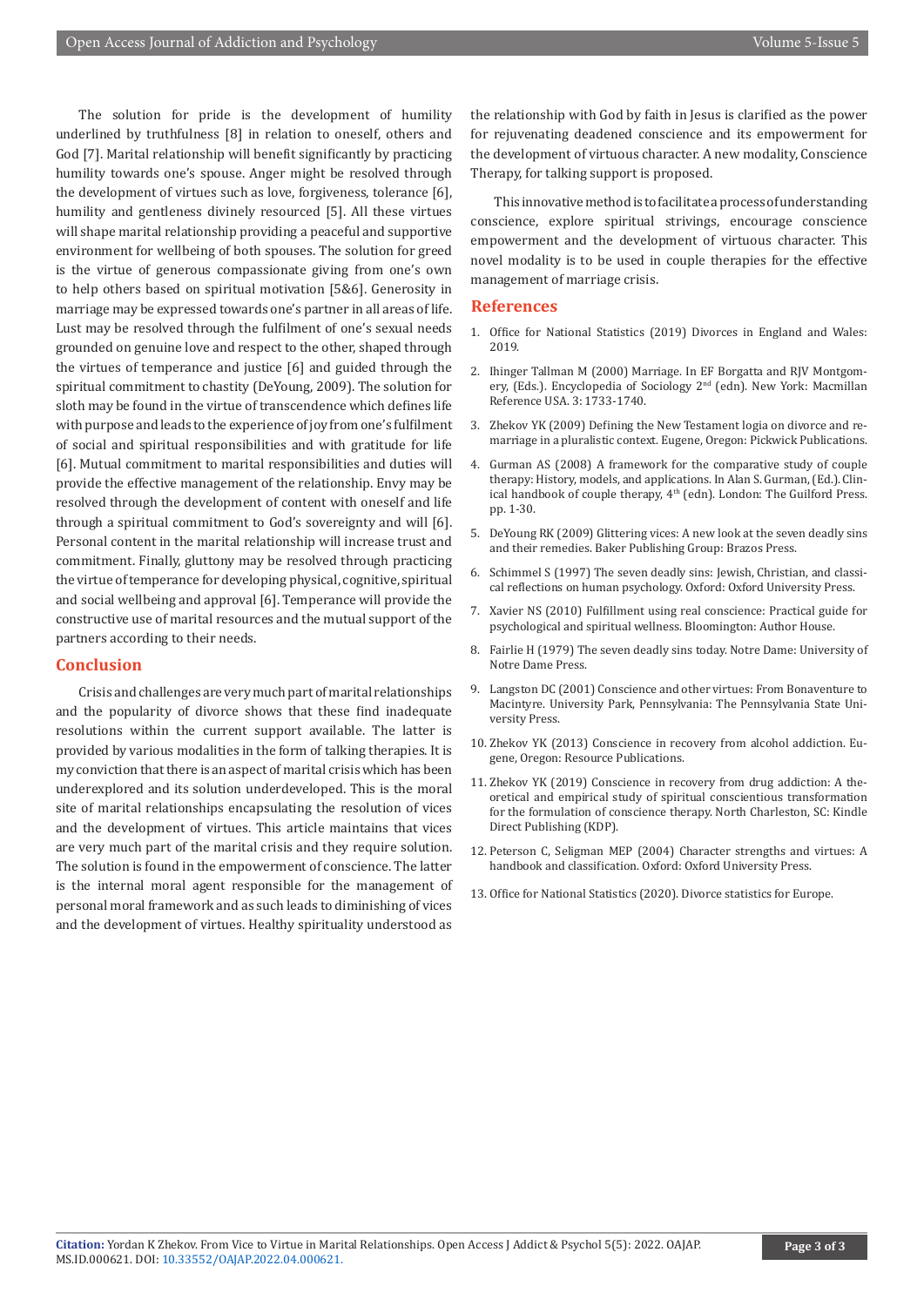The solution for pride is the development of humility underlined by truthfulness [8] in relation to oneself, others and God [7]. Marital relationship will benefit significantly by practicing humility towards one's spouse. Anger might be resolved through the development of virtues such as love, forgiveness, tolerance [6], humility and gentleness divinely resourced [5]. All these virtues will shape marital relationship providing a peaceful and supportive environment for wellbeing of both spouses. The solution for greed is the virtue of generous compassionate giving from one's own to help others based on spiritual motivation [5&6]. Generosity in marriage may be expressed towards one's partner in all areas of life. Lust may be resolved through the fulfilment of one's sexual needs grounded on genuine love and respect to the other, shaped through the virtues of temperance and justice [6] and guided through the spiritual commitment to chastity (DeYoung, 2009). The solution for sloth may be found in the virtue of transcendence which defines life with purpose and leads to the experience of joy from one's fulfilment of social and spiritual responsibilities and with gratitude for life [6]. Mutual commitment to marital responsibilities and duties will provide the effective management of the relationship. Envy may be resolved through the development of content with oneself and life through a spiritual commitment to God's sovereignty and will [6]. Personal content in the marital relationship will increase trust and commitment. Finally, gluttony may be resolved through practicing the virtue of temperance for developing physical, cognitive, spiritual and social wellbeing and approval [6]. Temperance will provide the constructive use of marital resources and the mutual support of the partners according to their needs.

## Conclusion

Crisis and challenges are very much part of marital relationships and the popularity of divorce shows that these find inadequate resolutions within the current support available. The latter is provided by various modalities in the form of talking therapies. It is my conviction that there is an aspect of marital crisis which has been underexplored and its solution underdeveloped. This is the moral site of marital relationships encapsulating the resolution of vices and the development of virtues. This article maintains that vices are very much part of the marital crisis and they require solution. The solution is found in the empowerment of conscience. The latter is the internal moral agent responsible for the management of personal moral framework and as such leads to diminishing of vices and the development of virtues. Healthy spirituality understood as the relationship with God by faith in Jesus is clarified as the power for rejuvenating deadened conscience and its empowerment for the development of virtuous character. A new modality, Conscience Therapy, for talking support is proposed.

This innovative method is to facilitate a process of understanding conscience, explore spiritual strivings, encourage conscience empowerment and the development of virtuous character. This novel modality is to be used in couple therapies for the effective management of marriage crisis.

## References

1. Office for National Statistics (2019) Divorces in England and Wales: 2019.
2. Ihinger Tallman M (2000) Marriage. In EF Borgatta and RJV Montgomery, (Eds.). Encyclopedia of Sociology 2nd (edn). New York: Macmillan Reference USA. 3: 1733-1740.
3. Zhekov YK (2009) Defining the New Testament logia on divorce and remarriage in a pluralistic context. Eugene, Oregon: Pickwick Publications.
4. Gurman AS (2008) A framework for the comparative study of couple therapy: History, models, and applications. In Alan S. Gurman, (Ed.). Clinical handbook of couple therapy, 4th (edn). London: The Guilford Press. pp. 1-30.
5. DeYoung RK (2009) Glittering vices: A new look at the seven deadly sins and their remedies. Baker Publishing Group: Brazos Press.
6. Schimmel S (1997) The seven deadly sins: Jewish, Christian, and classical reflections on human psychology. Oxford: Oxford University Press.
7. Xavier NS (2010) Fulfillment using real conscience: Practical guide for psychological and spiritual wellness. Bloomington: Author House.
8. Fairlie H (1979) The seven deadly sins today. Notre Dame: University of Notre Dame Press.
9. Langston DC (2001) Conscience and other virtues: From Bonaventure to Macintyre. University Park, Pennsylvania: The Pennsylvania State University Press.
10. Zhekov YK (2013) Conscience in recovery from alcohol addiction. Eugene, Oregon: Resource Publications.
11. Zhekov YK (2019) Conscience in recovery from drug addiction: A theoretical and empirical study of spiritual conscientious transformation for the formulation of conscience therapy. North Charleston, SC: Kindle Direct Publishing (KDP).
12. Peterson C, Seligman MEP (2004) Character strengths and virtues: A handbook and classification. Oxford: Oxford University Press.
13. Office for National Statistics (2020). Divorce statistics for Europe.